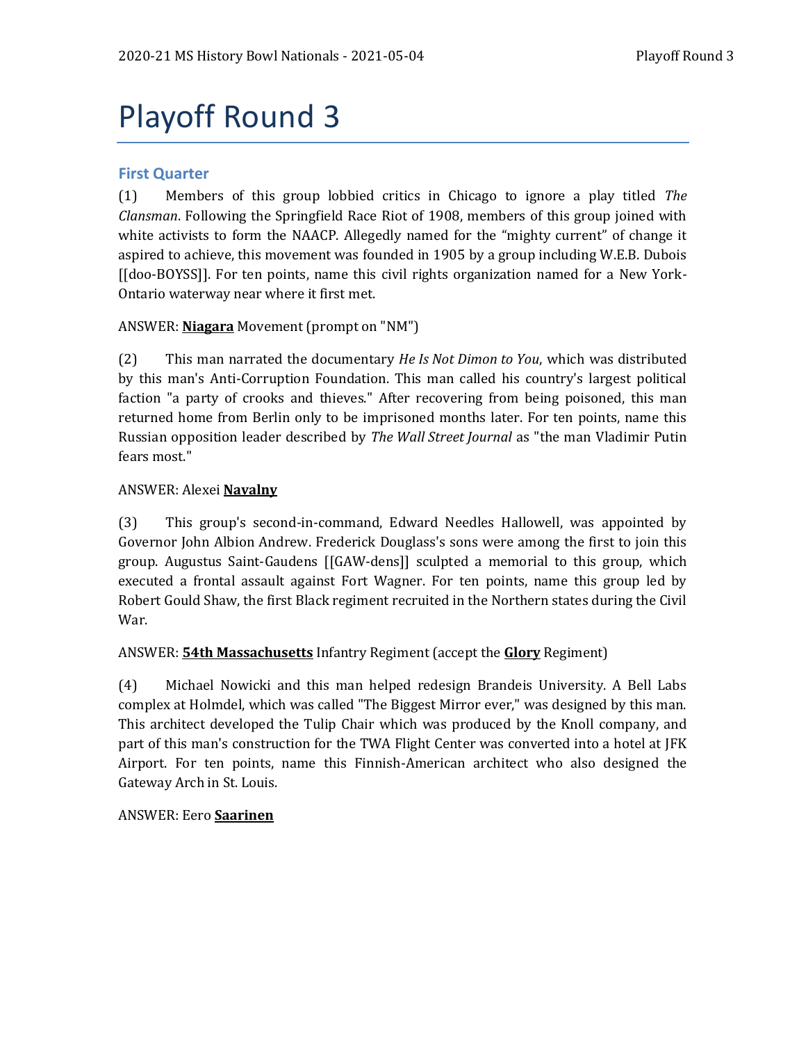# Playoff Round 3

## First Quarter

(1) Members of this group lobbied critics in Chicago to ignore a play titled *The Clansman*. Following the Springfield Race Riot of 1908, members of this group joined with white activists to form the NAACP. Allegedly named for the "mighty current" of change it aspired to achieve, this movement was founded in 1905 by a group including W.E.B. Dubois [[doo-BOYSS]]. For ten points, name this civil rights organization named for a New York-Ontario waterway near where it first met.

ANSWER: **Niagara** Movement (prompt on "NM")

(2) This man narrated the documentary *He Is Not Dimon to You*, which was distributed by this man's Anti-Corruption Foundation. This man called his country's largest political faction "a party of crooks and thieves." After recovering from being poisoned, this man returned home from Berlin only to be imprisoned months later. For ten points, name this Russian opposition leader described by *The Wall Street Journal* as "the man Vladimir Putin fears most."

ANSWER: Alexei **Navalny**

(3) This group's second-in-command, Edward Needles Hallowell, was appointed by Governor John Albion Andrew. Frederick Douglass's sons were among the first to join this group. Augustus Saint-Gaudens [[GAW-dens]] sculpted a memorial to this group, which executed a frontal assault against Fort Wagner. For ten points, name this group led by Robert Gould Shaw, the first Black regiment recruited in the Northern states during the Civil War.

ANSWER: **54th Massachusetts** Infantry Regiment (accept the **Glory** Regiment)

(4) Michael Nowicki and this man helped redesign Brandeis University. A Bell Labs complex at Holmdel, which was called "The Biggest Mirror ever," was designed by this man. This architect developed the Tulip Chair which was produced by the Knoll company, and part of this man's construction for the TWA Flight Center was converted into a hotel at JFK Airport. For ten points, name this Finnish-American architect who also designed the Gateway Arch in St. Louis.

ANSWER: Eero **Saarinen**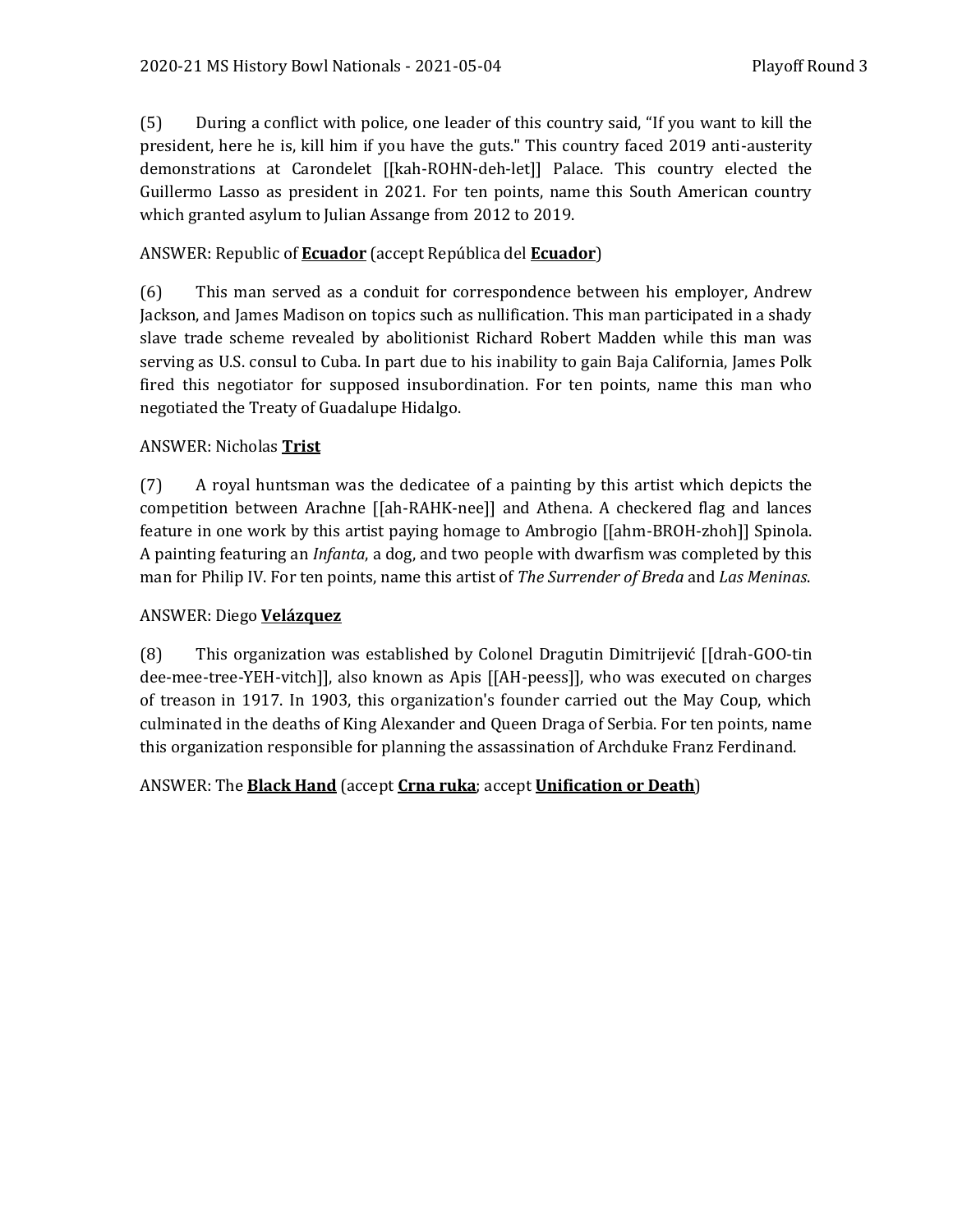(5) During a conflict with police, one leader of this country said, "If you want to kill the president, here he is, kill him if you have the guts." This country faced 2019 anti-austerity demonstrations at Carondelet [[kah-ROHN-deh-let]] Palace. This country elected the Guillermo Lasso as president in 2021. For ten points, name this South American country which granted asylum to Julian Assange from 2012 to 2019.

ANSWER: Republic of **Ecuador** (accept República del **Ecuador**)

(6) This man served as a conduit for correspondence between his employer, Andrew Jackson, and James Madison on topics such as nullification. This man participated in a shady slave trade scheme revealed by abolitionist Richard Robert Madden while this man was serving as U.S. consul to Cuba. In part due to his inability to gain Baja California, James Polk fired this negotiator for supposed insubordination. For ten points, name this man who negotiated the Treaty of Guadalupe Hidalgo.

ANSWER: Nicholas **Trist**

(7) A royal huntsman was the dedicatee of a painting by this artist which depicts the competition between Arachne [[ah-RAHK-nee]] and Athena. A checkered flag and lances feature in one work by this artist paying homage to Ambrogio [[ahm-BROH-zhoh]] Spinola. A painting featuring an *Infanta*, a dog, and two people with dwarfism was completed by this man for Philip IV. For ten points, name this artist of *The Surrender of Breda* and *Las Meninas*.

ANSWER: Diego **Velázquez**

(8) This organization was established by Colonel Dragutin Dimitrijević [[drah-GOO-tin dee-mee-tree-YEH-vitch]], also known as Apis [[AH-peess]], who was executed on charges of treason in 1917. In 1903, this organization's founder carried out the May Coup, which culminated in the deaths of King Alexander and Queen Draga of Serbia. For ten points, name this organization responsible for planning the assassination of Archduke Franz Ferdinand.

ANSWER: The **Black Hand** (accept **Crna ruka**; accept **Unification or Death**)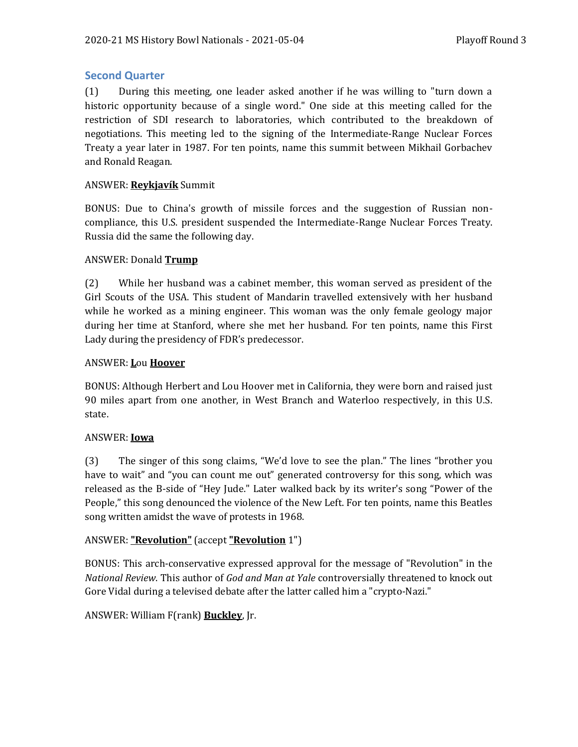## Second Quarter

(1) During this meeting, one leader asked another if he was willing to "turn down a historic opportunity because of a single word." One side at this meeting called for the restriction of SDI research to laboratories, which contributed to the breakdown of negotiations. This meeting led to the signing of the Intermediate-Range Nuclear Forces Treaty a year later in 1987. For ten points, name this summit between Mikhail Gorbachev and Ronald Reagan.

ANSWER: **Reykjavík** Summit

BONUS: Due to China's growth of missile forces and the suggestion of Russian non-compliance, this U.S. president suspended the Intermediate-Range Nuclear Forces Treaty. Russia did the same the following day.

ANSWER: Donald **Trump**

(2) While her husband was a cabinet member, this woman served as president of the Girl Scouts of the USA. This student of Mandarin travelled extensively with her husband while he worked as a mining engineer. This woman was the only female geology major during her time at Stanford, where she met her husband. For ten points, name this First Lady during the presidency of FDR's predecessor.

ANSWER: **L**ou **Hoover**

BONUS: Although Herbert and Lou Hoover met in California, they were born and raised just 90 miles apart from one another, in West Branch and Waterloo respectively, in this U.S. state.

ANSWER: **Iowa**

(3) The singer of this song claims, "We'd love to see the plan." The lines "brother you have to wait" and "you can count me out" generated controversy for this song, which was released as the B-side of "Hey Jude." Later walked back by its writer's song "Power of the People," this song denounced the violence of the New Left. For ten points, name this Beatles song written amidst the wave of protests in 1968.

ANSWER: **"Revolution"** (accept **"Revolution** 1")

BONUS: This arch-conservative expressed approval for the message of "Revolution" in the *National Review*. This author of *God and Man at Yale* controversially threatened to knock out Gore Vidal during a televised debate after the latter called him a "crypto-Nazi."

ANSWER: William F(rank) **Buckley**, Jr.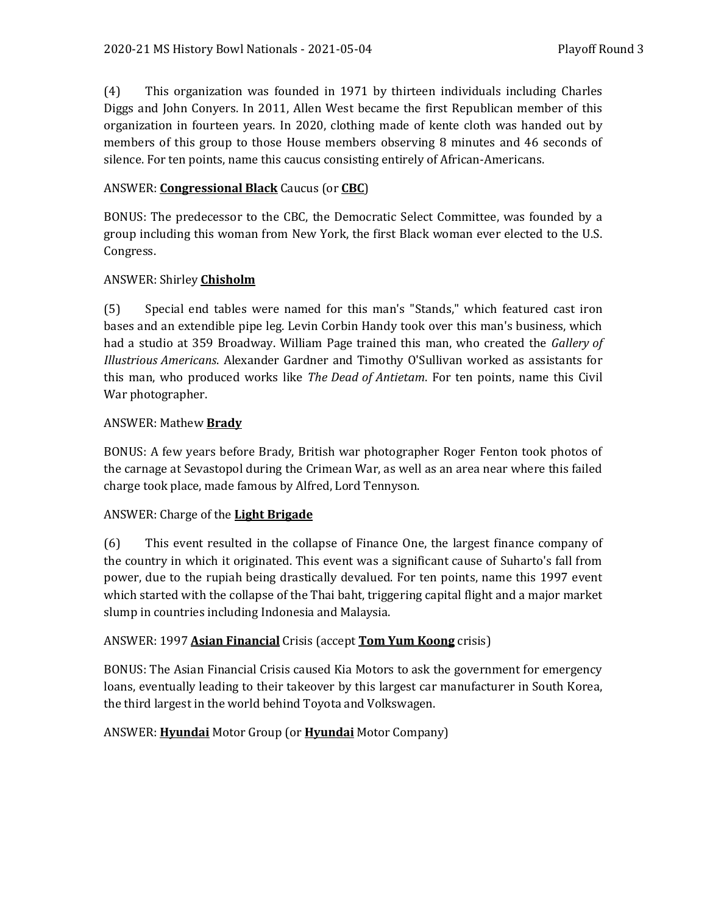(4) This organization was founded in 1971 by thirteen individuals including Charles Diggs and John Conyers. In 2011, Allen West became the first Republican member of this organization in fourteen years. In 2020, clothing made of kente cloth was handed out by members of this group to those House members observing 8 minutes and 46 seconds of silence. For ten points, name this caucus consisting entirely of African-Americans.

ANSWER: **Congressional Black** Caucus (or **CBC**)

BONUS: The predecessor to the CBC, the Democratic Select Committee, was founded by a group including this woman from New York, the first Black woman ever elected to the U.S. Congress.

ANSWER: Shirley **Chisholm**

(5) Special end tables were named for this man's "Stands," which featured cast iron bases and an extendible pipe leg. Levin Corbin Handy took over this man's business, which had a studio at 359 Broadway. William Page trained this man, who created the *Gallery of Illustrious Americans*. Alexander Gardner and Timothy O'Sullivan worked as assistants for this man, who produced works like *The Dead of Antietam*. For ten points, name this Civil War photographer.

ANSWER: Mathew **Brady**

BONUS: A few years before Brady, British war photographer Roger Fenton took photos of the carnage at Sevastopol during the Crimean War, as well as an area near where this failed charge took place, made famous by Alfred, Lord Tennyson.

ANSWER: Charge of the **Light Brigade**

(6) This event resulted in the collapse of Finance One, the largest finance company of the country in which it originated. This event was a significant cause of Suharto's fall from power, due to the rupiah being drastically devalued. For ten points, name this 1997 event which started with the collapse of the Thai baht, triggering capital flight and a major market slump in countries including Indonesia and Malaysia.

ANSWER: 1997 **Asian Financial** Crisis (accept **Tom Yum Koong** crisis)

BONUS: The Asian Financial Crisis caused Kia Motors to ask the government for emergency loans, eventually leading to their takeover by this largest car manufacturer in South Korea, the third largest in the world behind Toyota and Volkswagen.

ANSWER: **Hyundai** Motor Group (or **Hyundai** Motor Company)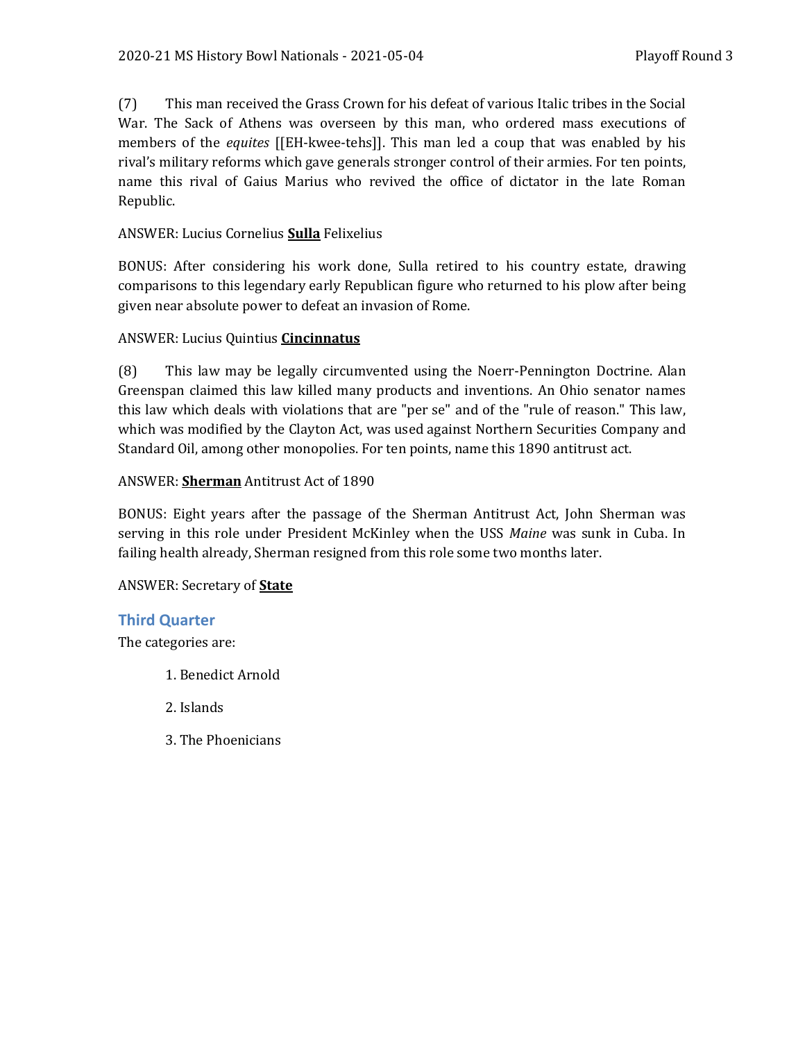(7) This man received the Grass Crown for his defeat of various Italic tribes in the Social War. The Sack of Athens was overseen by this man, who ordered mass executions of members of the *equites* [[EH-kwee-tehs]]. This man led a coup that was enabled by his rival's military reforms which gave generals stronger control of their armies. For ten points, name this rival of Gaius Marius who revived the office of dictator in the late Roman Republic.

ANSWER: Lucius Cornelius **Sulla** Felixelius

BONUS: After considering his work done, Sulla retired to his country estate, drawing comparisons to this legendary early Republican figure who returned to his plow after being given near absolute power to defeat an invasion of Rome.

ANSWER: Lucius Quintius **Cincinnatus**

(8) This law may be legally circumvented using the Noerr-Pennington Doctrine. Alan Greenspan claimed this law killed many products and inventions. An Ohio senator names this law which deals with violations that are "per se" and of the "rule of reason." This law, which was modified by the Clayton Act, was used against Northern Securities Company and Standard Oil, among other monopolies. For ten points, name this 1890 antitrust act.

ANSWER: **Sherman** Antitrust Act of 1890

BONUS: Eight years after the passage of the Sherman Antitrust Act, John Sherman was serving in this role under President McKinley when the USS *Maine* was sunk in Cuba. In failing health already, Sherman resigned from this role some two months later.

ANSWER: Secretary of **State**

## Third Quarter

The categories are:

1. Benedict Arnold
2. Islands
3. The Phoenicians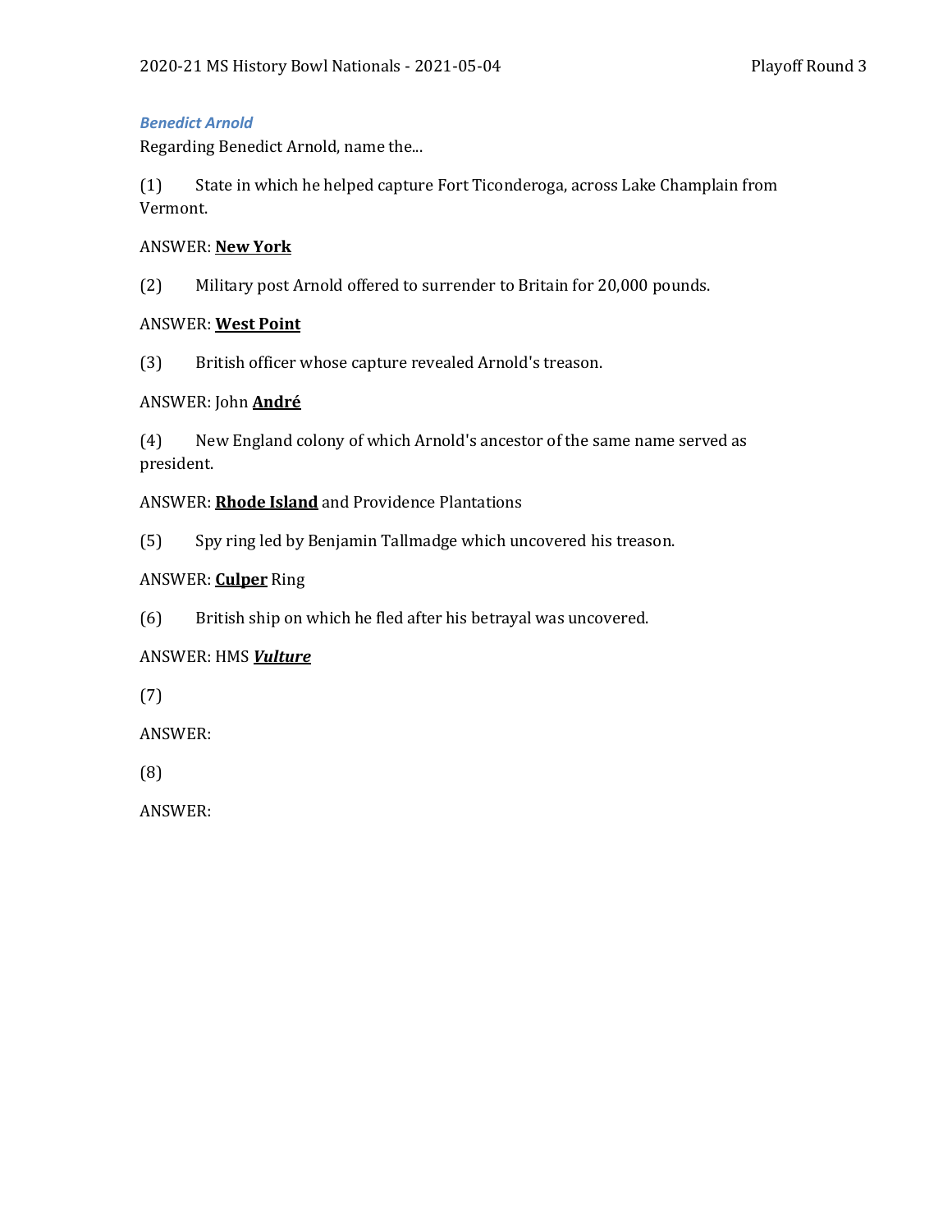### *Benedict Arnold*

Regarding Benedict Arnold, name the...

(1) State in which he helped capture Fort Ticonderoga, across Lake Champlain from Vermont.

ANSWER: **New York**

(2) Military post Arnold offered to surrender to Britain for 20,000 pounds.

ANSWER: **West Point**

(3) British officer whose capture revealed Arnold's treason.

ANSWER: John **André**

(4) New England colony of which Arnold's ancestor of the same name served as president.

ANSWER: **Rhode Island** and Providence Plantations

(5) Spy ring led by Benjamin Tallmadge which uncovered his treason.

ANSWER: **Culper** Ring

(6) British ship on which he fled after his betrayal was uncovered.

ANSWER: HMS ***Vulture***

(7)

ANSWER:

(8)

ANSWER: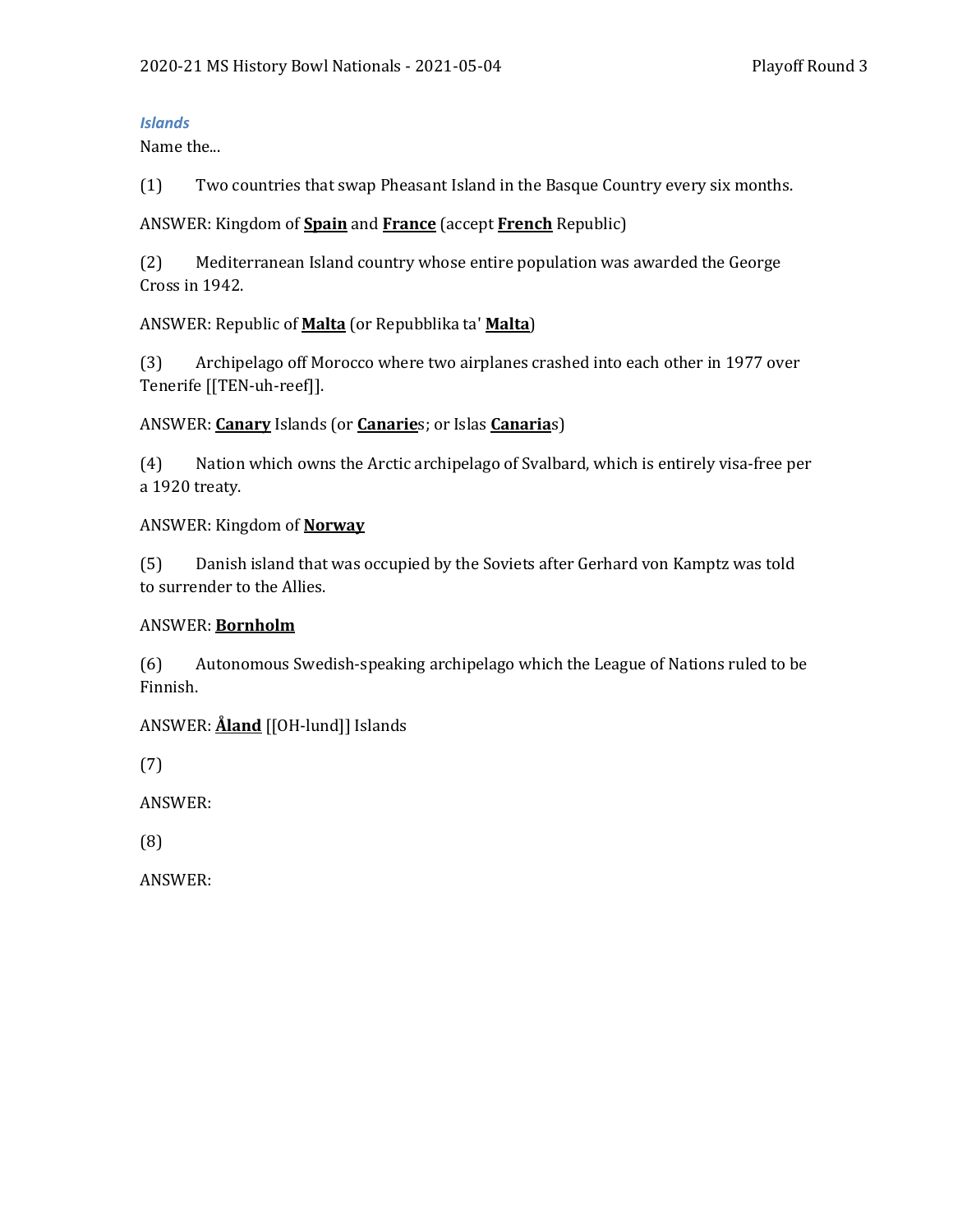### *Islands*

Name the...

(1) Two countries that swap Pheasant Island in the Basque Country every six months.

ANSWER: Kingdom of **<u>Spain</u>** and **<u>France</u>** (accept **<u>French</u>** Republic)

(2) Mediterranean Island country whose entire population was awarded the George Cross in 1942.

ANSWER: Republic of **<u>Malta</u>** (or Repubblika ta' **<u>Malta</u>**)

(3) Archipelago off Morocco where two airplanes crashed into each other in 1977 over Tenerife [[TEN-uh-reef]].

ANSWER: **<u>Canary</u>** Islands (or **<u>Canarie</u>**s; or Islas **<u>Canaria</u>**s)

(4) Nation which owns the Arctic archipelago of Svalbard, which is entirely visa-free per a 1920 treaty.

ANSWER: Kingdom of **<u>Norway</u>**

(5) Danish island that was occupied by the Soviets after Gerhard von Kamptz was told to surrender to the Allies.

ANSWER: **<u>Bornholm</u>**

(6) Autonomous Swedish-speaking archipelago which the League of Nations ruled to be Finnish.

ANSWER: **<u>Åland</u>** [[OH-lund]] Islands

(7)

ANSWER:

(8)

ANSWER: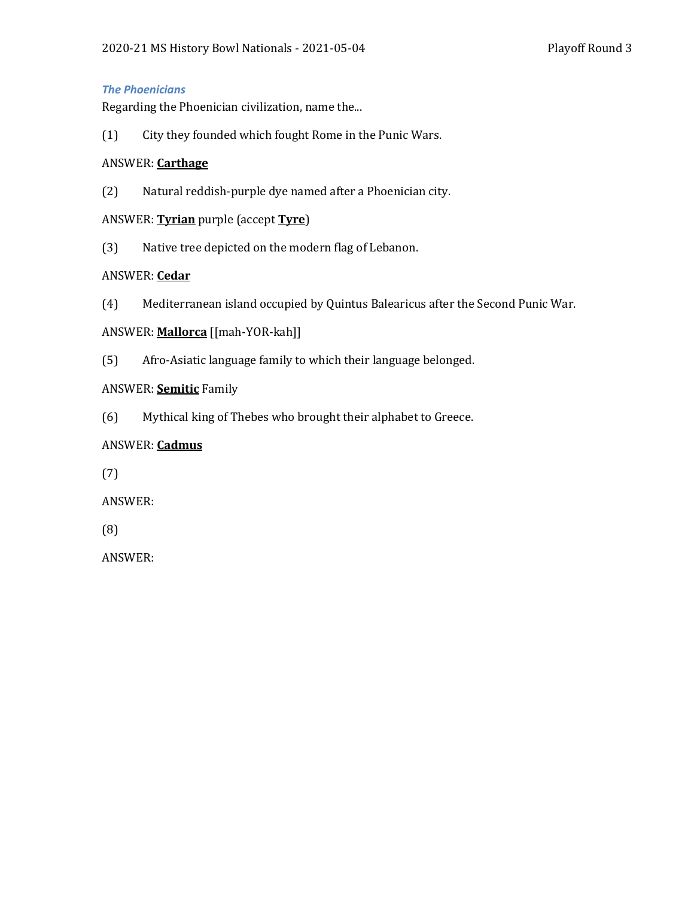### *The Phoenicians*

Regarding the Phoenician civilization, name the...

(1) City they founded which fought Rome in the Punic Wars.

ANSWER: **<u>Carthage</u>**

(2) Natural reddish-purple dye named after a Phoenician city.

ANSWER: **<u>Tyrian</u>** purple (accept **<u>Tyre</u>**)

(3) Native tree depicted on the modern flag of Lebanon.

ANSWER: **<u>Cedar</u>**

(4) Mediterranean island occupied by Quintus Balearicus after the Second Punic War.

ANSWER: **<u>Mallorca</u>** [[mah-YOR-kah]]

(5) Afro-Asiatic language family to which their language belonged.

ANSWER: **<u>Semitic</u>** Family

(6) Mythical king of Thebes who brought their alphabet to Greece.

ANSWER: **<u>Cadmus</u>**

(7)

ANSWER:

(8)

ANSWER: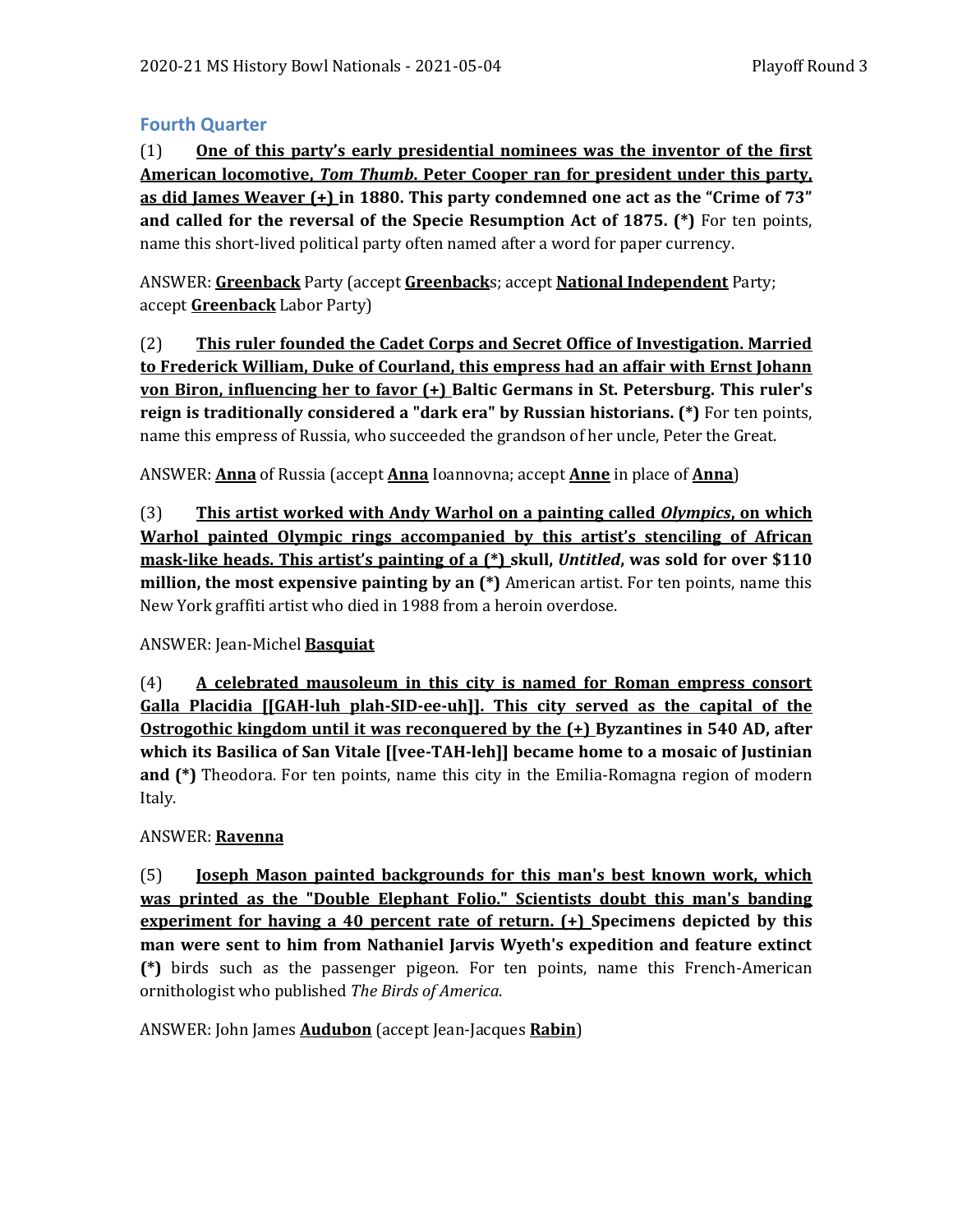## Fourth Quarter

(1) **One of this party's early presidential nominees was the inventor of the first American locomotive, *Tom Thumb*. Peter Cooper ran for president under this party, as did James Weaver (+) in 1880. This party condemned one act as the "Crime of 73" and called for the reversal of the Specie Resumption Act of 1875. (*)** For ten points, name this short-lived political party often named after a word for paper currency.

ANSWER: **Greenback** Party (accept **Greenback**s; accept **National Independent** Party; accept **Greenback** Labor Party)

(2) **This ruler founded the Cadet Corps and Secret Office of Investigation. Married to Frederick William, Duke of Courland, this empress had an affair with Ernst Johann von Biron, influencing her to favor (+) Baltic Germans in St. Petersburg. This ruler's reign is traditionally considered a "dark era" by Russian historians. (*)** For ten points, name this empress of Russia, who succeeded the grandson of her uncle, Peter the Great.

ANSWER: **Anna** of Russia (accept **Anna** Ioannovna; accept **Anne** in place of **Anna**)

(3) **This artist worked with Andy Warhol on a painting called *Olympics*, on which Warhol painted Olympic rings accompanied by this artist's stenciling of African mask-like heads. This artist's painting of a (*) skull, *Untitled*, was sold for over $110 million, the most expensive painting by an (*)** American artist. For ten points, name this New York graffiti artist who died in 1988 from a heroin overdose.

ANSWER: Jean-Michel **Basquiat**

(4) **A celebrated mausoleum in this city is named for Roman empress consort Galla Placidia [[GAH-luh plah-SID-ee-uh]]. This city served as the capital of the Ostrogothic kingdom until it was reconquered by the (+) Byzantines in 540 AD, after which its Basilica of San Vitale [[vee-TAH-leh]] became home to a mosaic of Justinian and (*)** Theodora. For ten points, name this city in the Emilia-Romagna region of modern Italy.

ANSWER: **Ravenna**

(5) **Joseph Mason painted backgrounds for this man's best known work, which was printed as the "Double Elephant Folio." Scientists doubt this man's banding experiment for having a 40 percent rate of return. (+) Specimens depicted by this man were sent to him from Nathaniel Jarvis Wyeth's expedition and feature extinct (*)** birds such as the passenger pigeon. For ten points, name this French-American ornithologist who published *The Birds of America*.

ANSWER: John James **Audubon** (accept Jean-Jacques **Rabin**)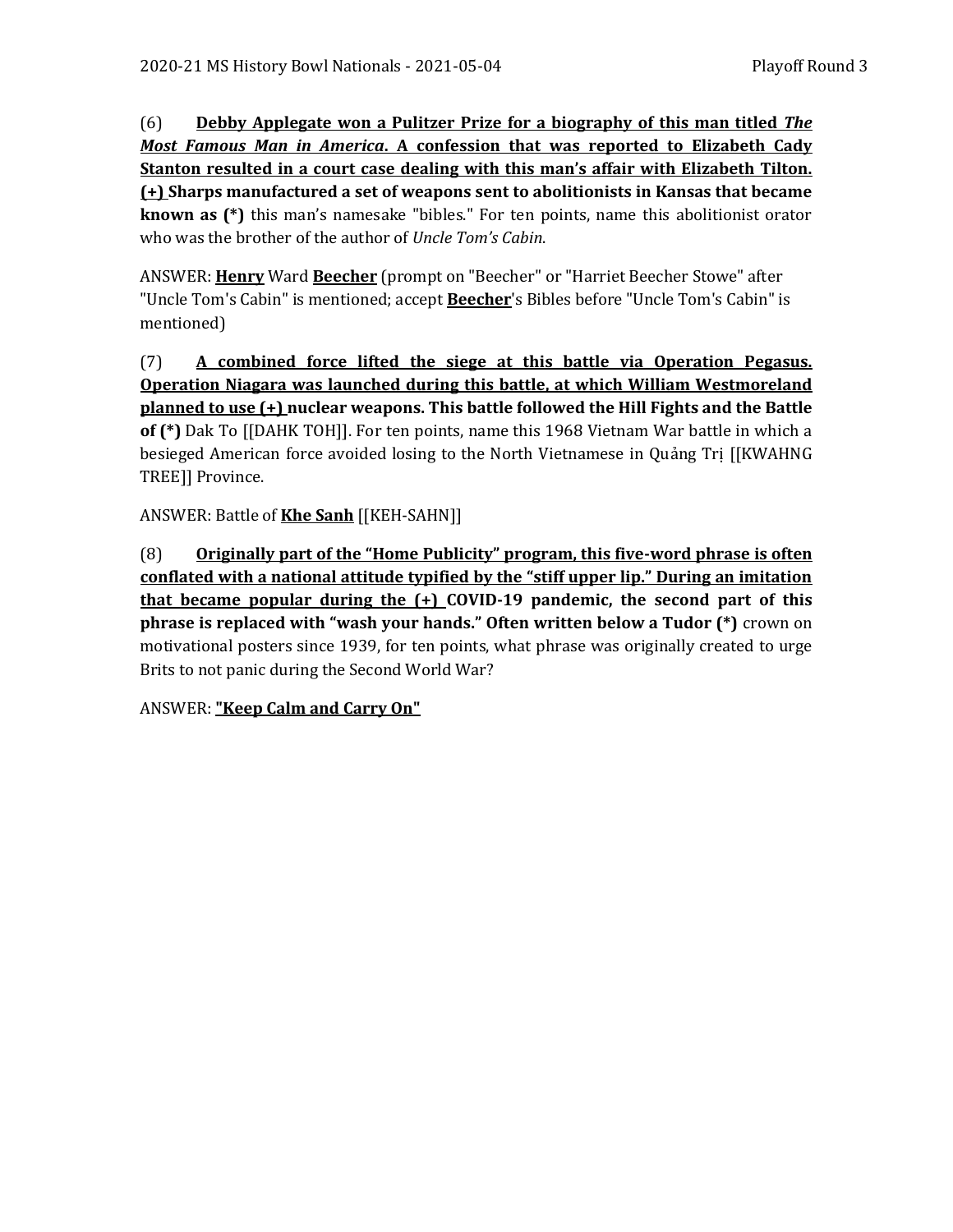(6) **<u>Debby Applegate won a Pulitzer Prize for a biography of this man titled *The Most Famous Man in America*. A confession that was reported to Elizabeth Cady Stanton resulted in a court case dealing with this man's affair with Elizabeth Tilton. (+)</u> Sharps manufactured a set of weapons sent to abolitionists in Kansas that became known as (\*)** this man's namesake "bibles." For ten points, name this abolitionist orator who was the brother of the author of *Uncle Tom's Cabin*.

ANSWER: **<u>Henry</u>** Ward **<u>Beecher</u>** (prompt on "Beecher" or "Harriet Beecher Stowe" after "Uncle Tom's Cabin" is mentioned; accept **<u>Beecher</u>**'s Bibles before "Uncle Tom's Cabin" is mentioned)

(7) **<u>A combined force lifted the siege at this battle via Operation Pegasus. Operation Niagara was launched during this battle, at which William Westmoreland planned to use (+)</u> nuclear weapons. This battle followed the Hill Fights and the Battle of (\*)** Dak To [[DAHK TOH]]. For ten points, name this 1968 Vietnam War battle in which a besieged American force avoided losing to the North Vietnamese in Quảng Trị [[KWAHNG TREE]] Province.

ANSWER: Battle of **<u>Khe Sanh</u>** [[KEH-SAHN]]

(8) **<u>Originally part of the "Home Publicity" program, this five-word phrase is often conflated with a national attitude typified by the "stiff upper lip." During an imitation that became popular during the (+)</u> COVID-19 pandemic, the second part of this phrase is replaced with "wash your hands." Often written below a Tudor (\*)** crown on motivational posters since 1939, for ten points, what phrase was originally created to urge Brits to not panic during the Second World War?

ANSWER: **<u>"Keep Calm and Carry On"</u>**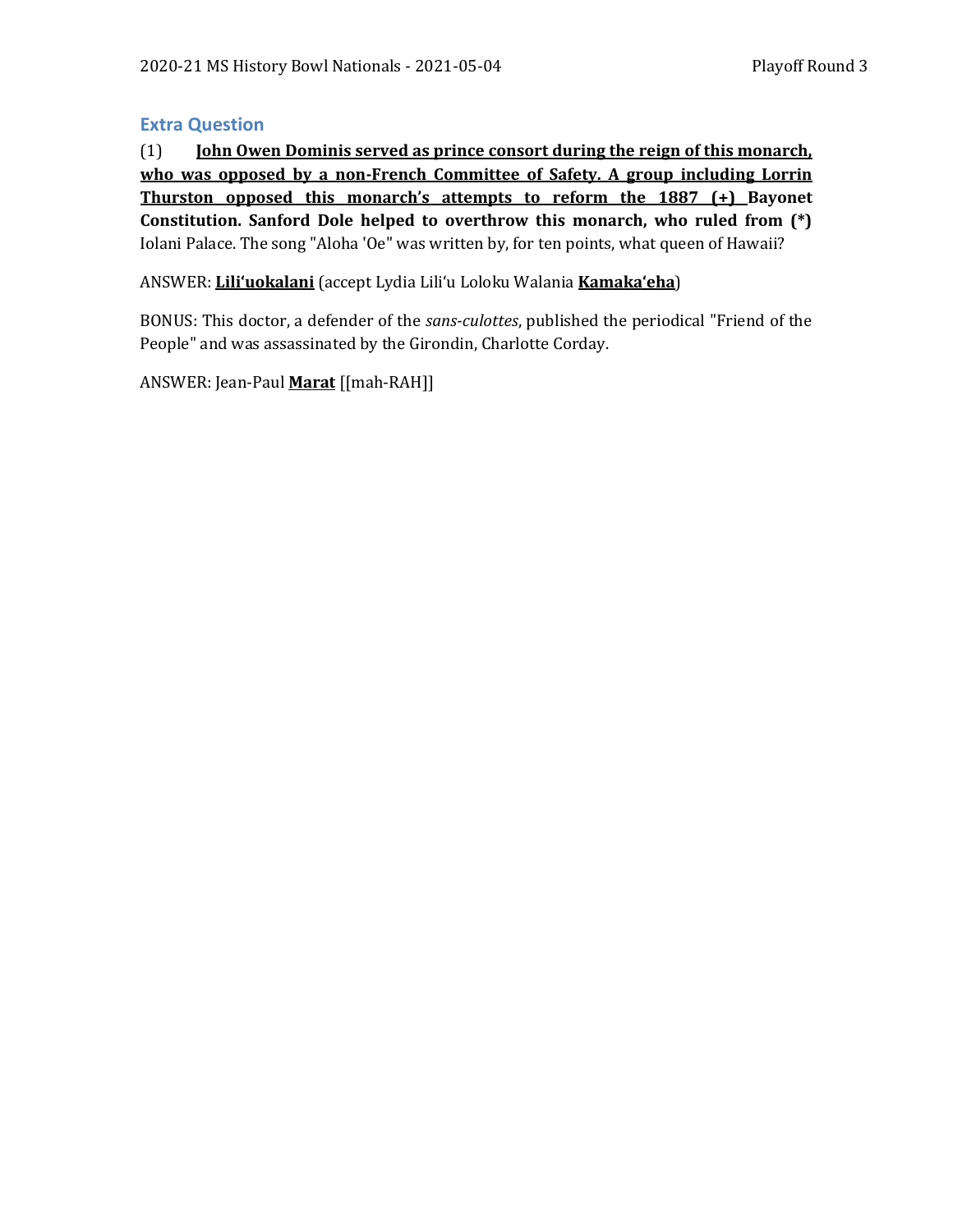## Extra Question

(1) **<u>John Owen Dominis served as prince consort during the reign of this monarch, who was opposed by a non-French Committee of Safety. A group including Lorrin Thurston opposed this monarch's attempts to reform the 1887 (+)</u> Bayonet Constitution. Sanford Dole helped to overthrow this monarch, who ruled from (\*)** Iolani Palace. The song "Aloha 'Oe" was written by, for ten points, what queen of Hawaii?

ANSWER: **<u>Liliʻuokalani</u>** (accept Lydia Liliʻu Loloku Walania **<u>Kamakaʻeha</u>**)

BONUS: This doctor, a defender of the *sans-culottes*, published the periodical "Friend of the People" and was assassinated by the Girondin, Charlotte Corday.

ANSWER: Jean-Paul **<u>Marat</u>** [[mah-RAH]]